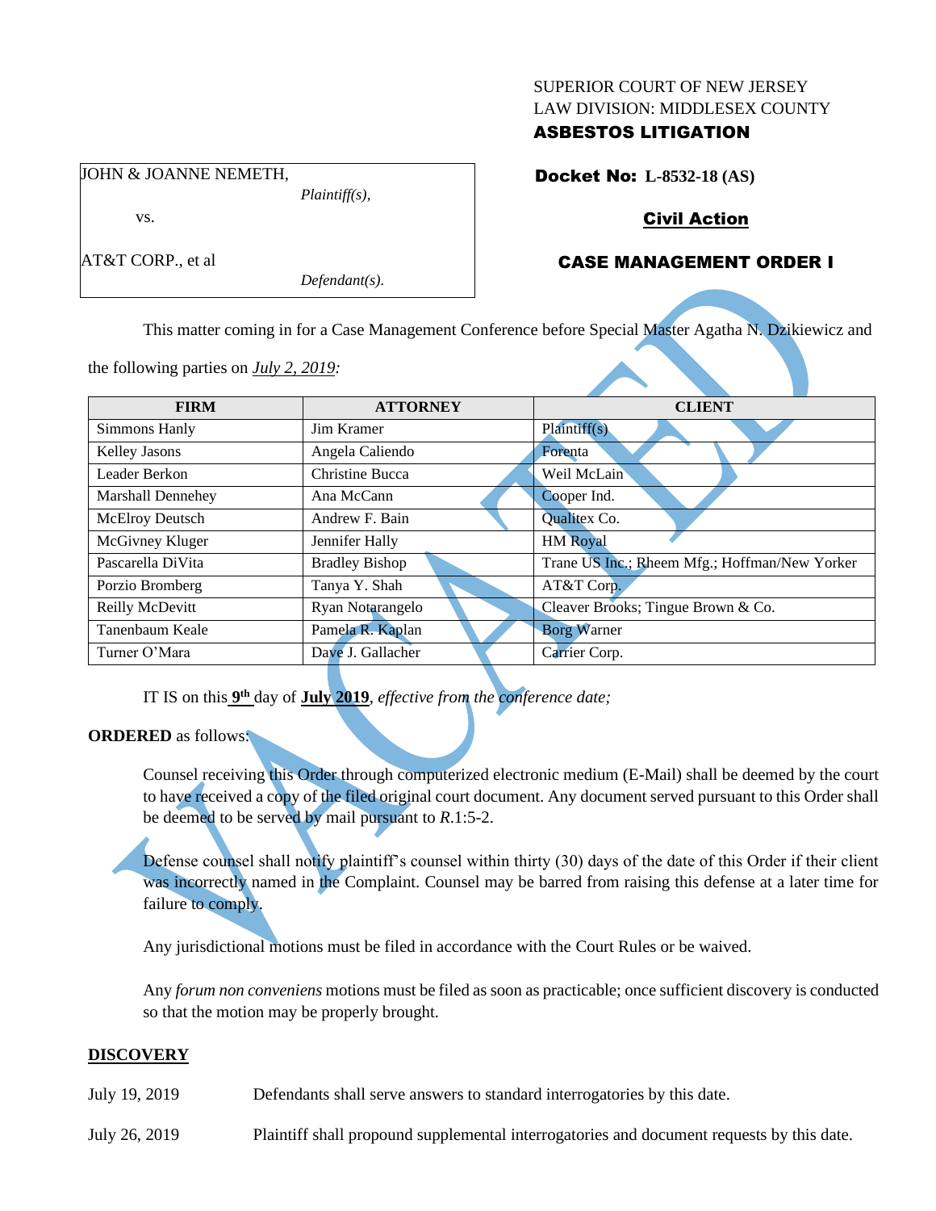SUPERIOR COURT OF NEW JERSEY
LAW DIVISION: MIDDLESEX COUNTY
**ASBESTOS LITIGATION**

JOHN & JOANNE NEMETH,
*Plaintiff(s),*

vs.

AT&T CORP., et al
*Defendant(s).*

**Docket No: L-8532-18 (AS)**

**Civil Action**

**CASE MANAGEMENT ORDER I**

VACATED

This matter coming in for a Case Management Conference before Special Master Agatha N. Dzikiewicz and the following parties on *July 2, 2019*:

| FIRM | ATTORNEY | CLIENT |
|---|---|---|
| Simmons Hanly | Jim Kramer | Plaintiff(s) |
| Kelley Jasons | Angela Caliendo | Forenta |
| Leader Berkon | Christine Bucca | Weil McLain |
| Marshall Dennehey | Ana McCann | Cooper Ind. |
| McElroy Deutsch | Andrew F. Bain | Qualitex Co. |
| McGivney Kluger | Jennifer Hally | HM Royal |
| Pascarella DiVita | Bradley Bishop | Trane US Inc.; Rheem Mfg.; Hoffman/New Yorker |
| Porzio Bromberg | Tanya Y. Shah | AT&T Corp. |
| Reilly McDevitt | Ryan Notarangelo | Cleaver Brooks; Tingue Brown & Co. |
| Tanenbaum Keale | Pamela R. Kaplan | Borg Warner |
| Turner O'Mara | Dave J. Gallacher | Carrier Corp. |

IT IS on this **9th** day of **July 2019**, *effective from the conference date;*

**ORDERED** as follows:

Counsel receiving this Order through computerized electronic medium (E-Mail) shall be deemed by the court to have received a copy of the filed original court document. Any document served pursuant to this Order shall be deemed to be served by mail pursuant to *R*.1:5-2.

Defense counsel shall notify plaintiff's counsel within thirty (30) days of the date of this Order if their client was incorrectly named in the Complaint. Counsel may be barred from raising this defense at a later time for failure to comply.

Any jurisdictional motions must be filed in accordance with the Court Rules or be waived.

Any *forum non conveniens* motions must be filed as soon as practicable; once sufficient discovery is conducted so that the motion may be properly brought.

## DISCOVERY

July 19, 2019 — Defendants shall serve answers to standard interrogatories by this date.

July 26, 2019 — Plaintiff shall propound supplemental interrogatories and document requests by this date.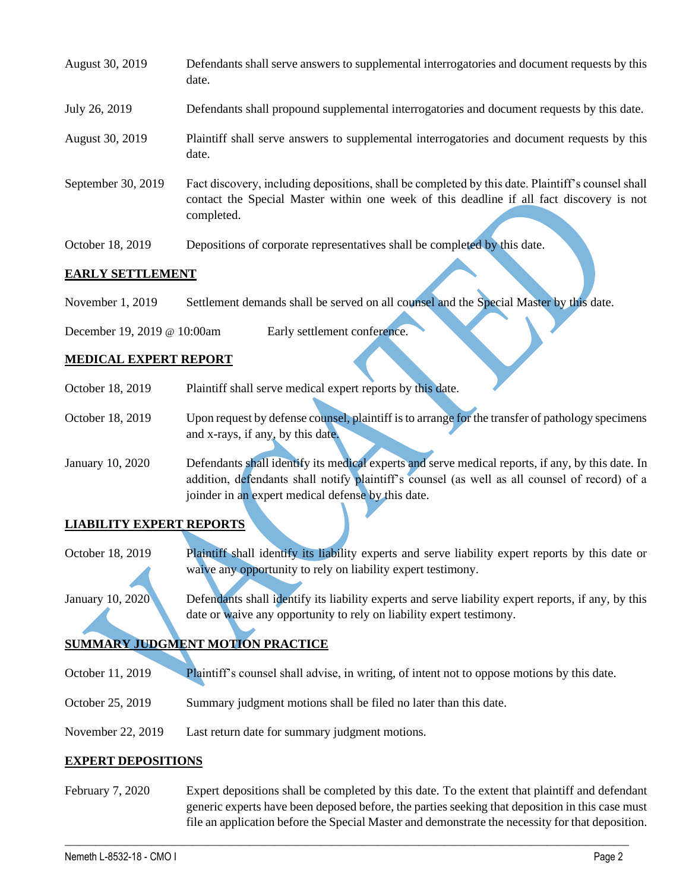| | |
|---|---|
| August 30, 2019 | Defendants shall serve answers to supplemental interrogatories and document requests by this date. |
| July 26, 2019 | Defendants shall propound supplemental interrogatories and document requests by this date. |
| August 30, 2019 | Plaintiff shall serve answers to supplemental interrogatories and document requests by this date. |
| September 30, 2019 | Fact discovery, including depositions, shall be completed by this date. Plaintiff's counsel shall contact the Special Master within one week of this deadline if all fact discovery is not completed. |
| October 18, 2019 | Depositions of corporate representatives shall be completed by this date. |

**EARLY SETTLEMENT**

| | |
|---|---|
| November 1, 2019 | Settlement demands shall be served on all counsel and the Special Master by this date. |
| December 19, 2019 @ 10:00am | Early settlement conference. |

**MEDICAL EXPERT REPORT**

| | |
|---|---|
| October 18, 2019 | Plaintiff shall serve medical expert reports by this date. |
| October 18, 2019 | Upon request by defense counsel, plaintiff is to arrange for the transfer of pathology specimens and x-rays, if any, by this date. |
| January 10, 2020 | Defendants shall identify its medical experts and serve medical reports, if any, by this date. In addition, defendants shall notify plaintiff's counsel (as well as all counsel of record) of a joinder in an expert medical defense by this date. |

**LIABILITY EXPERT REPORTS**

| | |
|---|---|
| October 18, 2019 | Plaintiff shall identify its liability experts and serve liability expert reports by this date or waive any opportunity to rely on liability expert testimony. |
| January 10, 2020 | Defendants shall identify its liability experts and serve liability expert reports, if any, by this date or waive any opportunity to rely on liability expert testimony. |

**SUMMARY JUDGMENT MOTION PRACTICE**

| | |
|---|---|
| October 11, 2019 | Plaintiff's counsel shall advise, in writing, of intent not to oppose motions by this date. |
| October 25, 2019 | Summary judgment motions shall be filed no later than this date. |
| November 22, 2019 | Last return date for summary judgment motions. |

**EXPERT DEPOSITIONS**

| | |
|---|---|
| February 7, 2020 | Expert depositions shall be completed by this date. To the extent that plaintiff and defendant generic experts have been deposed before, the parties seeking that deposition in this case must file an application before the Special Master and demonstrate the necessity for that deposition. |

VACATED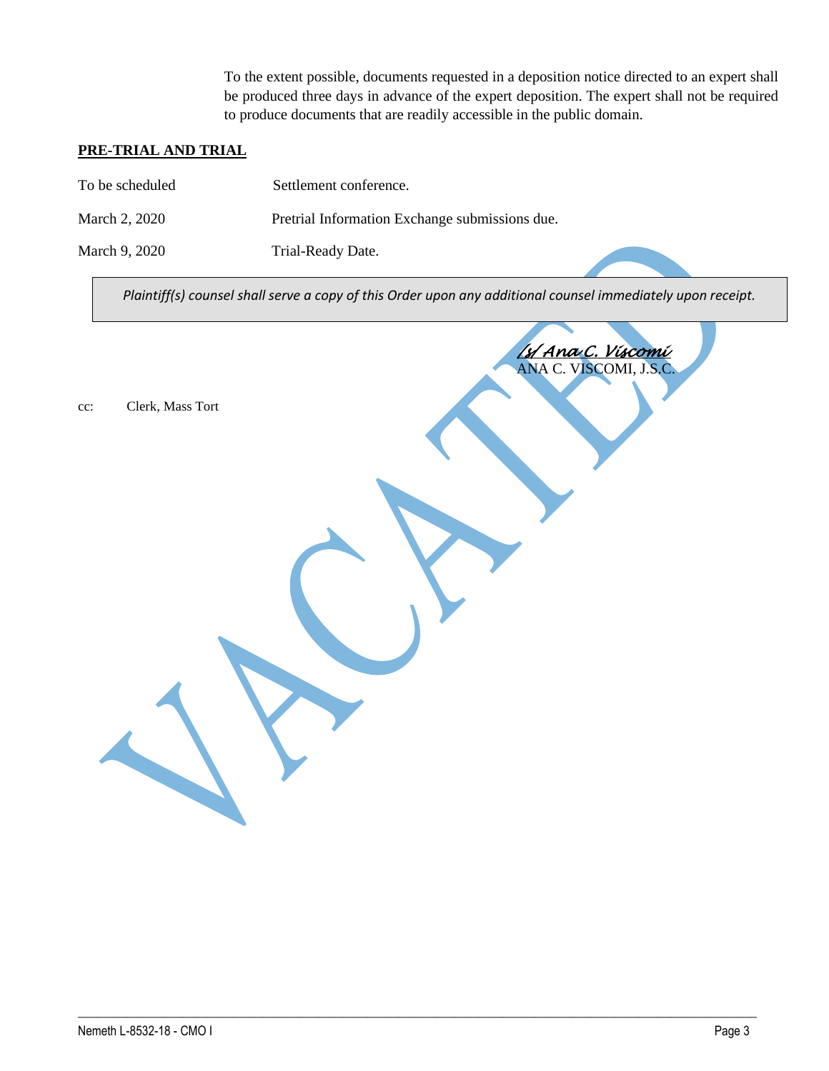To the extent possible, documents requested in a deposition notice directed to an expert shall be produced three days in advance of the expert deposition. The expert shall not be required to produce documents that are readily accessible in the public domain.

**PRE-TRIAL AND TRIAL**

| | |
|---|---|
| To be scheduled | Settlement conference. |
| March 2, 2020 | Pretrial Information Exchange submissions due. |
| March 9, 2020 | Trial-Ready Date. |

*Plaintiff(s) counsel shall serve a copy of this Order upon any additional counsel immediately upon receipt.*

/s/ Ana C. Viscomi
ANA C. VISCOMI, J.S.C.

cc: Clerk, Mass Tort

VACATED